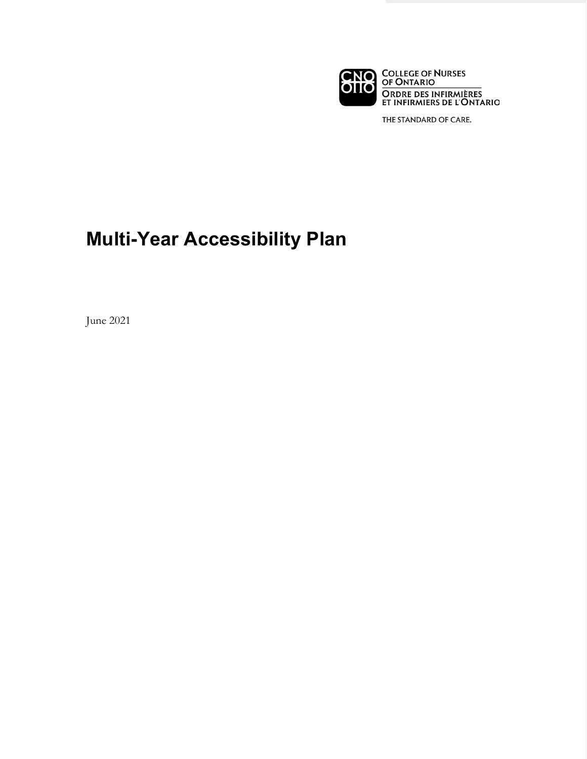COLLEGE OF NURSES OF ONTARIO
ORDRE DES INFIRMIÈRES ET INFIRMIERS DE L'ONTARIO

THE STANDARD OF CARE.

# Multi-Year Accessibility Plan

June 2021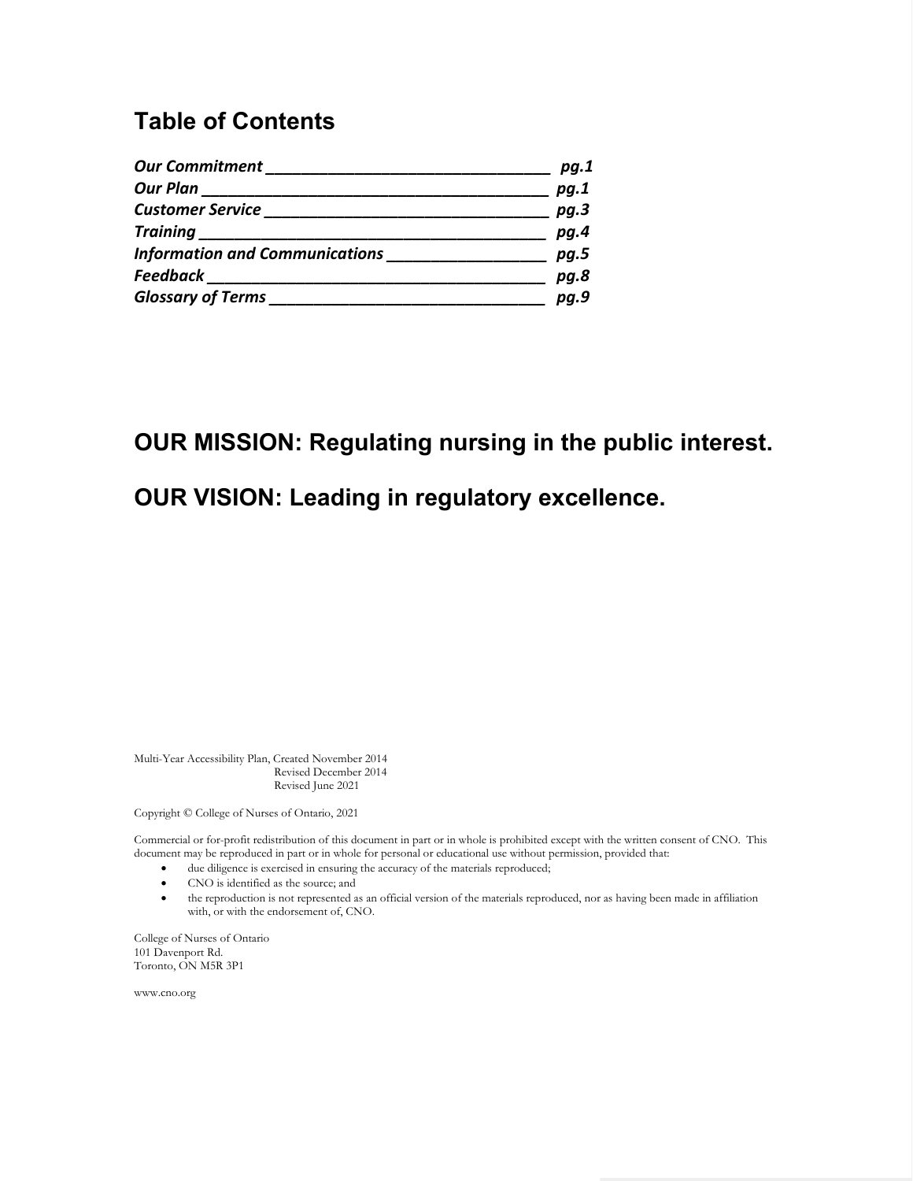## Table of Contents

| | |
|---|---|
| *Our Commitment* | *pg.1* |
| *Our Plan* | *pg.1* |
| *Customer Service* | *pg.3* |
| *Training* | *pg.4* |
| *Information and Communications* | *pg.5* |
| *Feedback* | *pg.8* |
| *Glossary of Terms* | *pg.9* |

## OUR MISSION: Regulating nursing in the public interest.

## OUR VISION: Leading in regulatory excellence.

Multi-Year Accessibility Plan, Created November 2014
Revised December 2014
Revised June 2021

Copyright © College of Nurses of Ontario, 2021

Commercial or for-profit redistribution of this document in part or in whole is prohibited except with the written consent of CNO. This document may be reproduced in part or in whole for personal or educational use without permission, provided that:

- due diligence is exercised in ensuring the accuracy of the materials reproduced;
- CNO is identified as the source; and
- the reproduction is not represented as an official version of the materials reproduced, nor as having been made in affiliation with, or with the endorsement of, CNO.

College of Nurses of Ontario
101 Davenport Rd.
Toronto, ON M5R 3P1

www.cno.org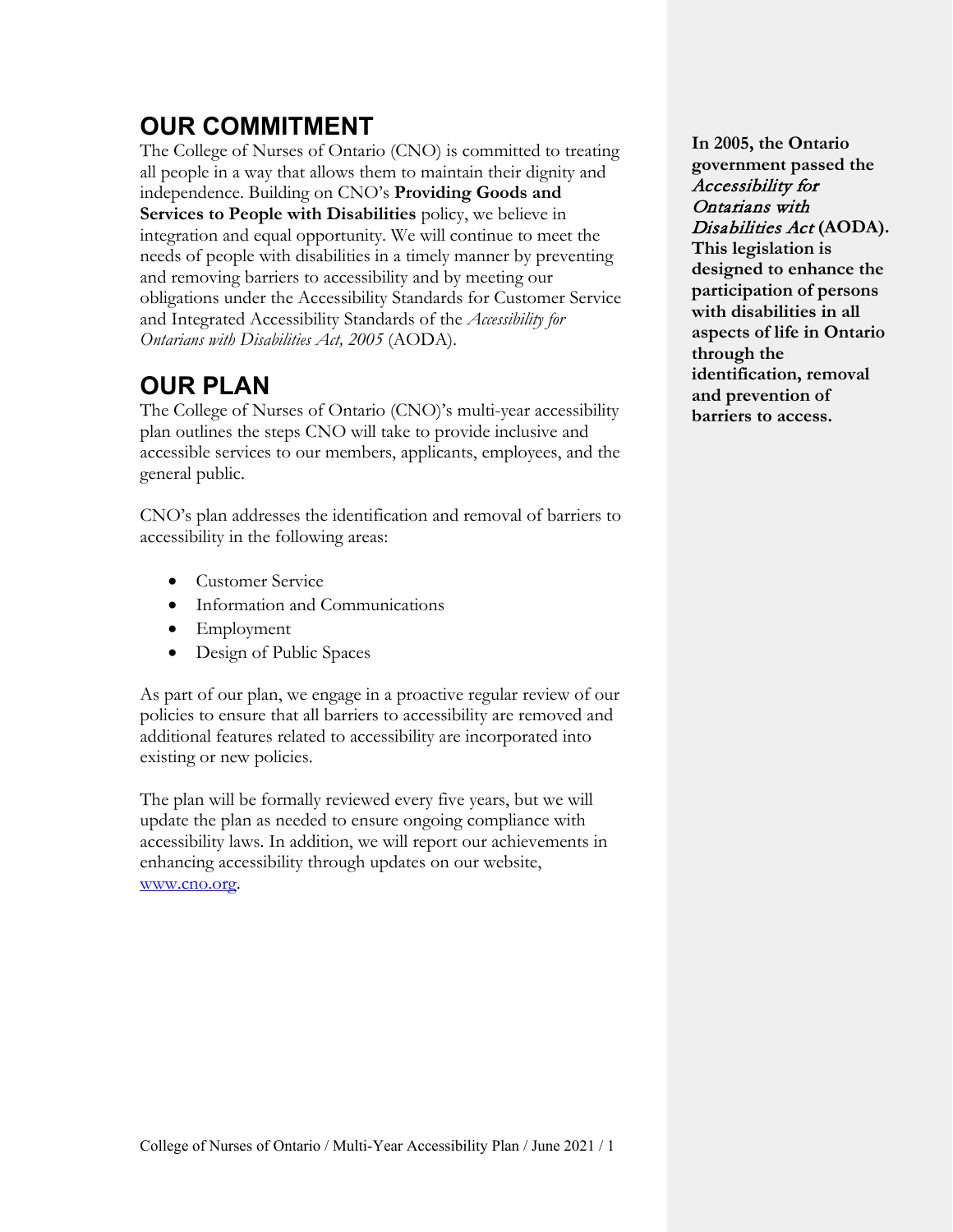## OUR COMMITMENT

The College of Nurses of Ontario (CNO) is committed to treating all people in a way that allows them to maintain their dignity and independence. Building on CNO's **Providing Goods and Services to People with Disabilities** policy, we believe in integration and equal opportunity. We will continue to meet the needs of people with disabilities in a timely manner by preventing and removing barriers to accessibility and by meeting our obligations under the Accessibility Standards for Customer Service and Integrated Accessibility Standards of the *Accessibility for Ontarians with Disabilities Act, 2005* (AODA).

**In 2005, the Ontario government passed the *Accessibility for Ontarians with Disabilities Act* (AODA). This legislation is designed to enhance the participation of persons with disabilities in all aspects of life in Ontario through the identification, removal and prevention of barriers to access.**

## OUR PLAN

The College of Nurses of Ontario (CNO)'s multi-year accessibility plan outlines the steps CNO will take to provide inclusive and accessible services to our members, applicants, employees, and the general public.

CNO's plan addresses the identification and removal of barriers to accessibility in the following areas:

- Customer Service
- Information and Communications
- Employment
- Design of Public Spaces

As part of our plan, we engage in a proactive regular review of our policies to ensure that all barriers to accessibility are removed and additional features related to accessibility are incorporated into existing or new policies.

The plan will be formally reviewed every five years, but we will update the plan as needed to ensure ongoing compliance with accessibility laws. In addition, we will report our achievements in enhancing accessibility through updates on our website, [www.cno.org](www.cno.org).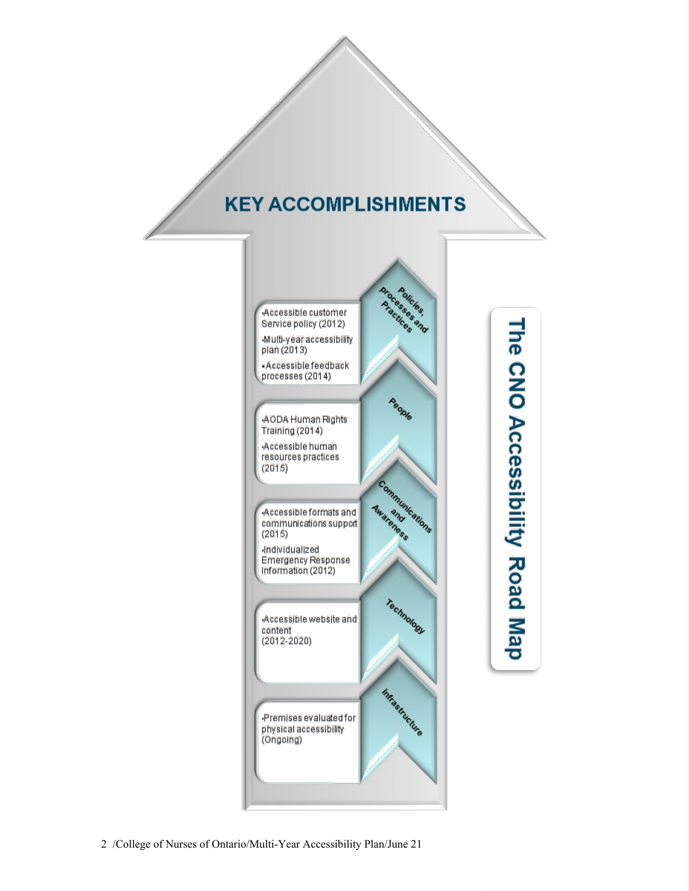# KEY ACCOMPLISHMENTS

## The CNO Accessibility Road Map

### Policies, processes and Practices

- Accessible customer Service policy (2012)
- Multi-year accessibility plan (2013)
- Accessible feedback processes (2014)

### People

- AODA Human Rights Training (2014)
- Accessible human resources practices (2015)

### Communications and Awareness

- Accessible formats and communications support (2015)
- Individualized Emergency Response Information (2012)

### Technology

- Accessible website and content (2012-2020)

### Infrastructure

- Premises evaluated for physical accessibility (Ongoing)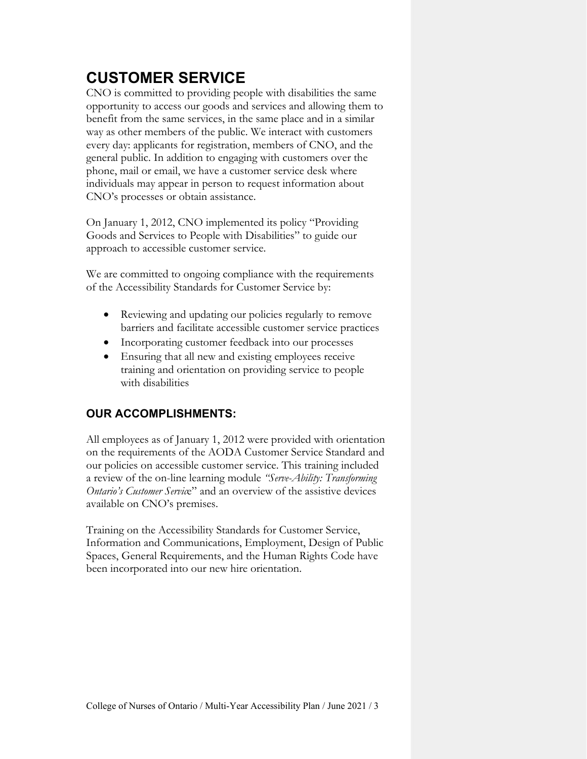# CUSTOMER SERVICE

CNO is committed to providing people with disabilities the same opportunity to access our goods and services and allowing them to benefit from the same services, in the same place and in a similar way as other members of the public. We interact with customers every day: applicants for registration, members of CNO, and the general public. In addition to engaging with customers over the phone, mail or email, we have a customer service desk where individuals may appear in person to request information about CNO's processes or obtain assistance.

On January 1, 2012, CNO implemented its policy "Providing Goods and Services to People with Disabilities" to guide our approach to accessible customer service.

We are committed to ongoing compliance with the requirements of the Accessibility Standards for Customer Service by:

- Reviewing and updating our policies regularly to remove barriers and facilitate accessible customer service practices
- Incorporating customer feedback into our processes
- Ensuring that all new and existing employees receive training and orientation on providing service to people with disabilities

## OUR ACCOMPLISHMENTS:

All employees as of January 1, 2012 were provided with orientation on the requirements of the AODA Customer Service Standard and our policies on accessible customer service. This training included a review of the on-line learning module *"Serve-Ability: Transforming Ontario's Customer Service*" and an overview of the assistive devices available on CNO's premises.

Training on the Accessibility Standards for Customer Service, Information and Communications, Employment, Design of Public Spaces, General Requirements, and the Human Rights Code have been incorporated into our new hire orientation.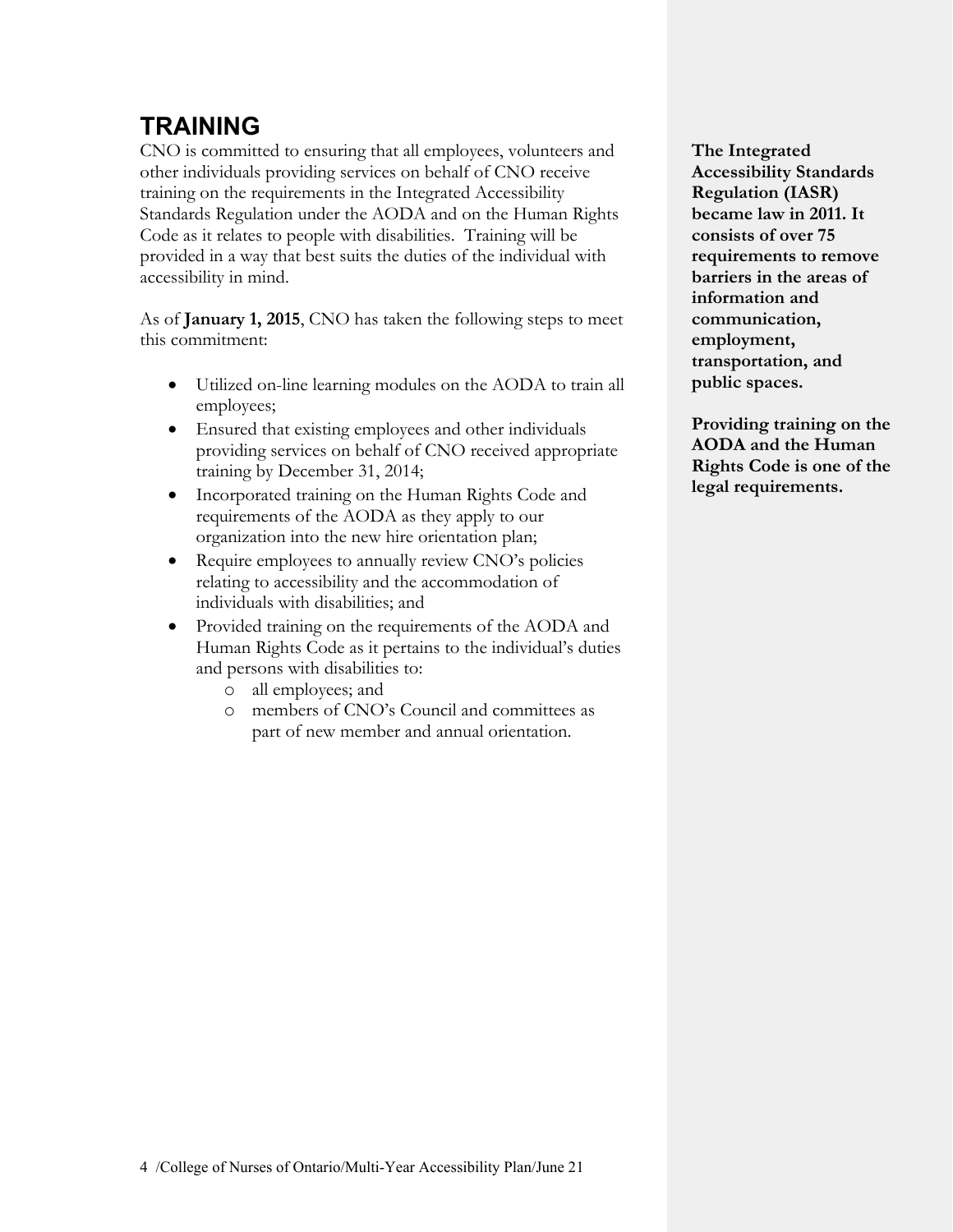## TRAINING

CNO is committed to ensuring that all employees, volunteers and other individuals providing services on behalf of CNO receive training on the requirements in the Integrated Accessibility Standards Regulation under the AODA and on the Human Rights Code as it relates to people with disabilities. Training will be provided in a way that best suits the duties of the individual with accessibility in mind.

As of **January 1, 2015**, CNO has taken the following steps to meet this commitment:

- Utilized on-line learning modules on the AODA to train all employees;
- Ensured that existing employees and other individuals providing services on behalf of CNO received appropriate training by December 31, 2014;
- Incorporated training on the Human Rights Code and requirements of the AODA as they apply to our organization into the new hire orientation plan;
- Require employees to annually review CNO's policies relating to accessibility and the accommodation of individuals with disabilities; and
- Provided training on the requirements of the AODA and Human Rights Code as it pertains to the individual's duties and persons with disabilities to:
  - all employees; and
  - members of CNO's Council and committees as part of new member and annual orientation.

**The Integrated Accessibility Standards Regulation (IASR) became law in 2011. It consists of over 75 requirements to remove barriers in the areas of information and communication, employment, transportation, and public spaces.**

**Providing training on the AODA and the Human Rights Code is one of the legal requirements.**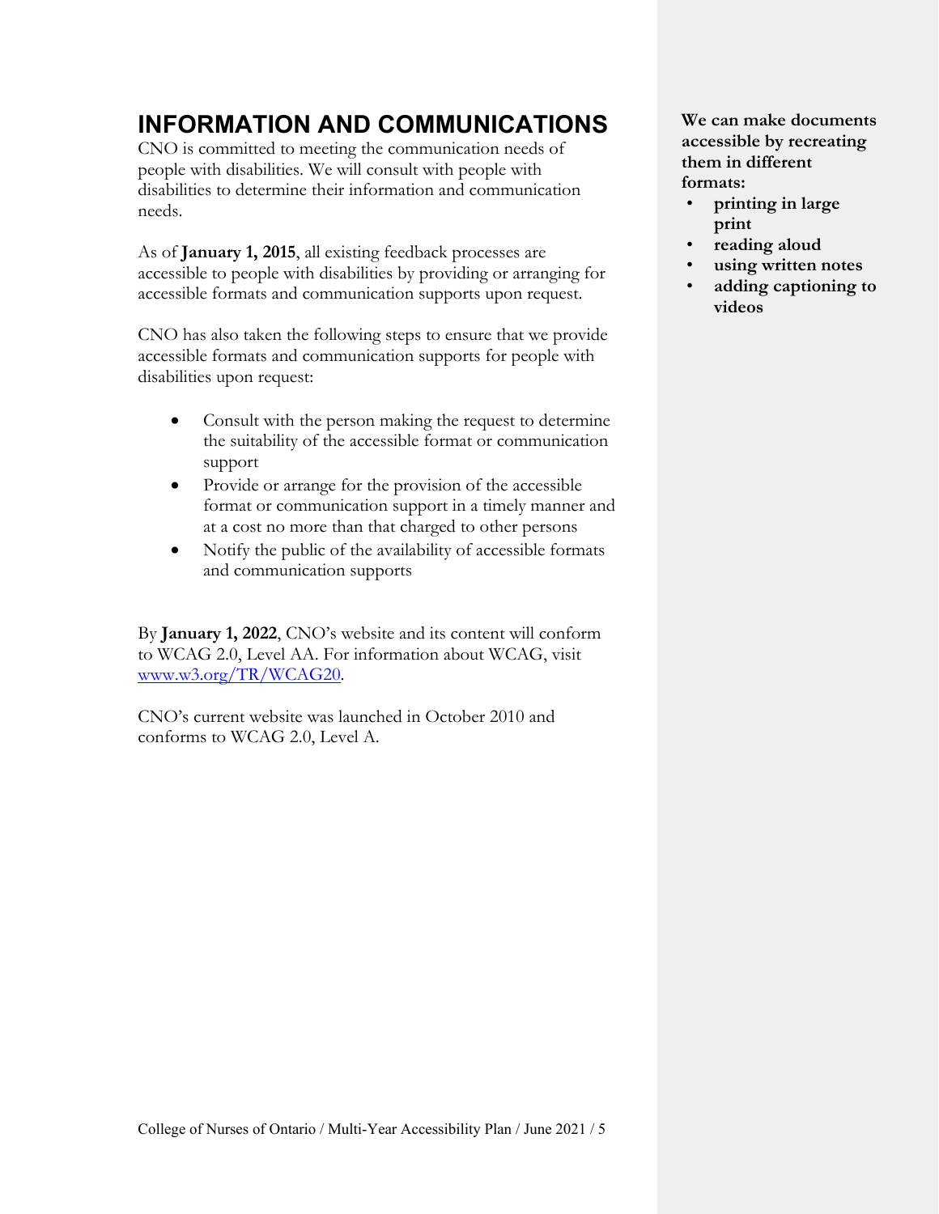# INFORMATION AND COMMUNICATIONS

CNO is committed to meeting the communication needs of people with disabilities. We will consult with people with disabilities to determine their information and communication needs.

As of **January 1, 2015**, all existing feedback processes are accessible to people with disabilities by providing or arranging for accessible formats and communication supports upon request.

CNO has also taken the following steps to ensure that we provide accessible formats and communication supports for people with disabilities upon request:

- Consult with the person making the request to determine the suitability of the accessible format or communication support
- Provide or arrange for the provision of the accessible format or communication support in a timely manner and at a cost no more than that charged to other persons
- Notify the public of the availability of accessible formats and communication supports

By **January 1, 2022**, CNO's website and its content will conform to WCAG 2.0, Level AA. For information about WCAG, visit [www.w3.org/TR/WCAG20](http://www.w3.org/TR/WCAG20).

CNO's current website was launched in October 2010 and conforms to WCAG 2.0, Level A.

**We can make documents accessible by recreating them in different formats:**

- **printing in large print**
- **reading aloud**
- **using written notes**
- **adding captioning to videos**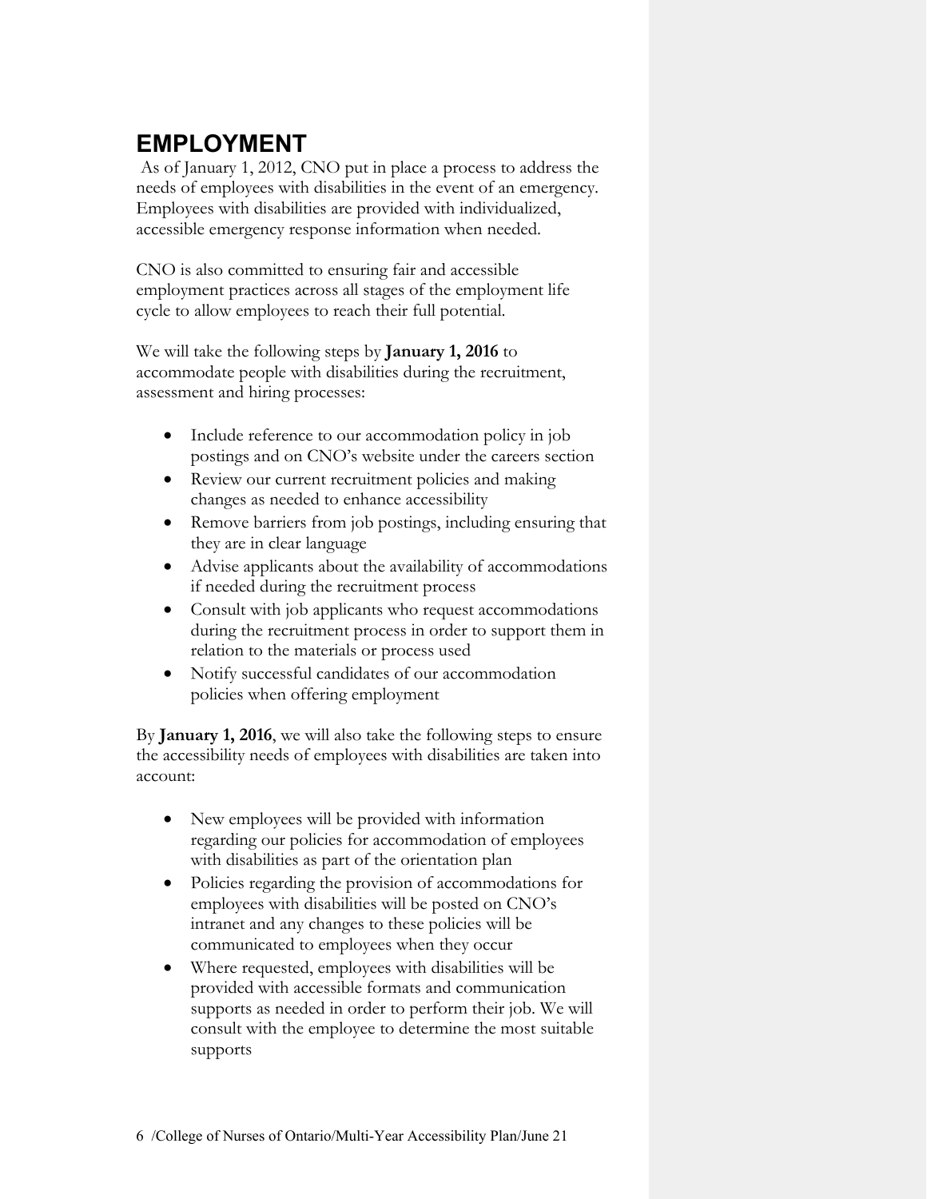# EMPLOYMENT

As of January 1, 2012, CNO put in place a process to address the needs of employees with disabilities in the event of an emergency. Employees with disabilities are provided with individualized, accessible emergency response information when needed.

CNO is also committed to ensuring fair and accessible employment practices across all stages of the employment life cycle to allow employees to reach their full potential.

We will take the following steps by **January 1, 2016** to accommodate people with disabilities during the recruitment, assessment and hiring processes:

- Include reference to our accommodation policy in job postings and on CNO's website under the careers section
- Review our current recruitment policies and making changes as needed to enhance accessibility
- Remove barriers from job postings, including ensuring that they are in clear language
- Advise applicants about the availability of accommodations if needed during the recruitment process
- Consult with job applicants who request accommodations during the recruitment process in order to support them in relation to the materials or process used
- Notify successful candidates of our accommodation policies when offering employment

By **January 1, 2016**, we will also take the following steps to ensure the accessibility needs of employees with disabilities are taken into account:

- New employees will be provided with information regarding our policies for accommodation of employees with disabilities as part of the orientation plan
- Policies regarding the provision of accommodations for employees with disabilities will be posted on CNO's intranet and any changes to these policies will be communicated to employees when they occur
- Where requested, employees with disabilities will be provided with accessible formats and communication supports as needed in order to perform their job. We will consult with the employee to determine the most suitable supports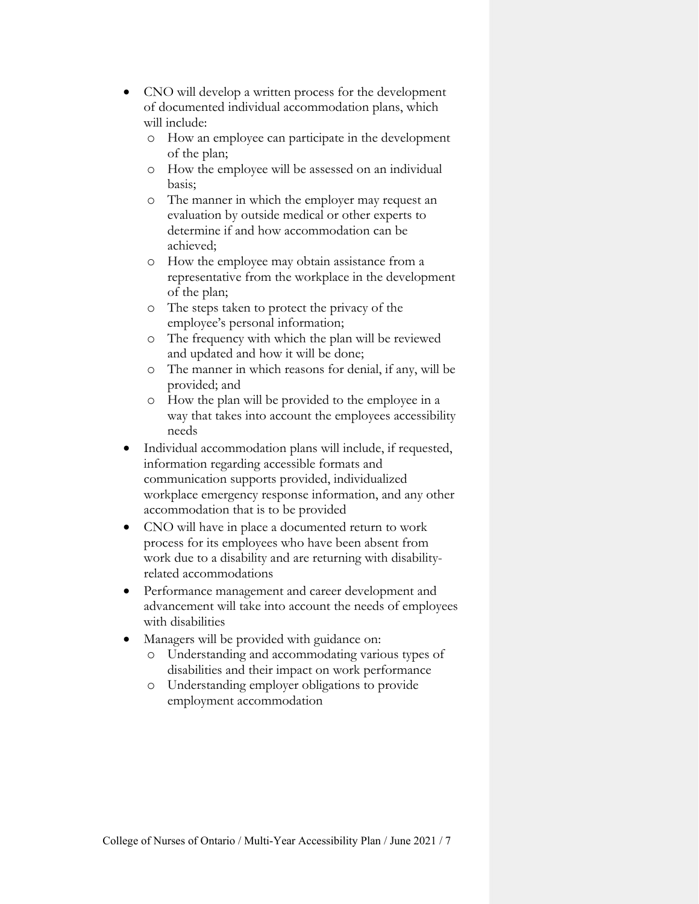- CNO will develop a written process for the development of documented individual accommodation plans, which will include:
  - How an employee can participate in the development of the plan;
  - How the employee will be assessed on an individual basis;
  - The manner in which the employer may request an evaluation by outside medical or other experts to determine if and how accommodation can be achieved;
  - How the employee may obtain assistance from a representative from the workplace in the development of the plan;
  - The steps taken to protect the privacy of the employee's personal information;
  - The frequency with which the plan will be reviewed and updated and how it will be done;
  - The manner in which reasons for denial, if any, will be provided; and
  - How the plan will be provided to the employee in a way that takes into account the employees accessibility needs
- Individual accommodation plans will include, if requested, information regarding accessible formats and communication supports provided, individualized workplace emergency response information, and any other accommodation that is to be provided
- CNO will have in place a documented return to work process for its employees who have been absent from work due to a disability and are returning with disability-related accommodations
- Performance management and career development and advancement will take into account the needs of employees with disabilities
- Managers will be provided with guidance on:
  - Understanding and accommodating various types of disabilities and their impact on work performance
  - Understanding employer obligations to provide employment accommodation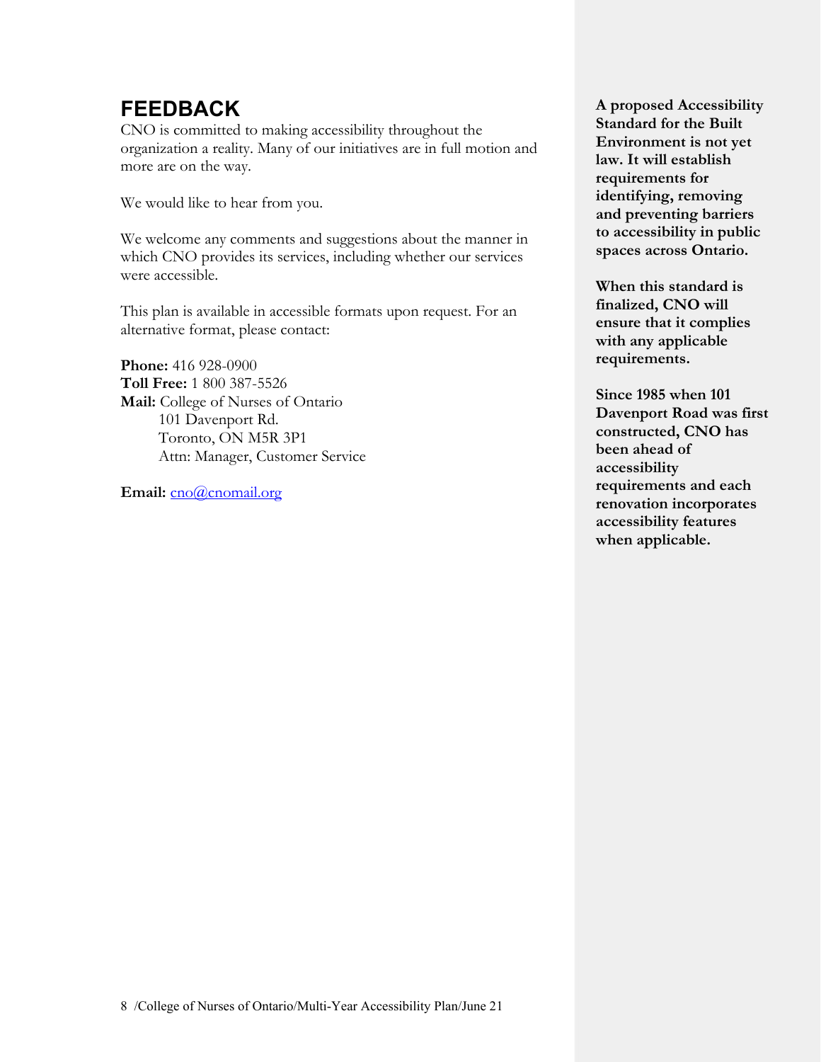## FEEDBACK

CNO is committed to making accessibility throughout the organization a reality. Many of our initiatives are in full motion and more are on the way.

We would like to hear from you.

We welcome any comments and suggestions about the manner in which CNO provides its services, including whether our services were accessible.

This plan is available in accessible formats upon request. For an alternative format, please contact:

**Phone:** 416 928-0900
**Toll Free:** 1 800 387-5526
**Mail:** College of Nurses of Ontario
101 Davenport Rd.
Toronto, ON M5R 3P1
Attn: Manager, Customer Service

**Email:** cno@cnomail.org

**A proposed Accessibility Standard for the Built Environment is not yet law. It will establish requirements for identifying, removing and preventing barriers to accessibility in public spaces across Ontario.**

**When this standard is finalized, CNO will ensure that it complies with any applicable requirements.**

**Since 1985 when 101 Davenport Road was first constructed, CNO has been ahead of accessibility requirements and each renovation incorporates accessibility features when applicable.**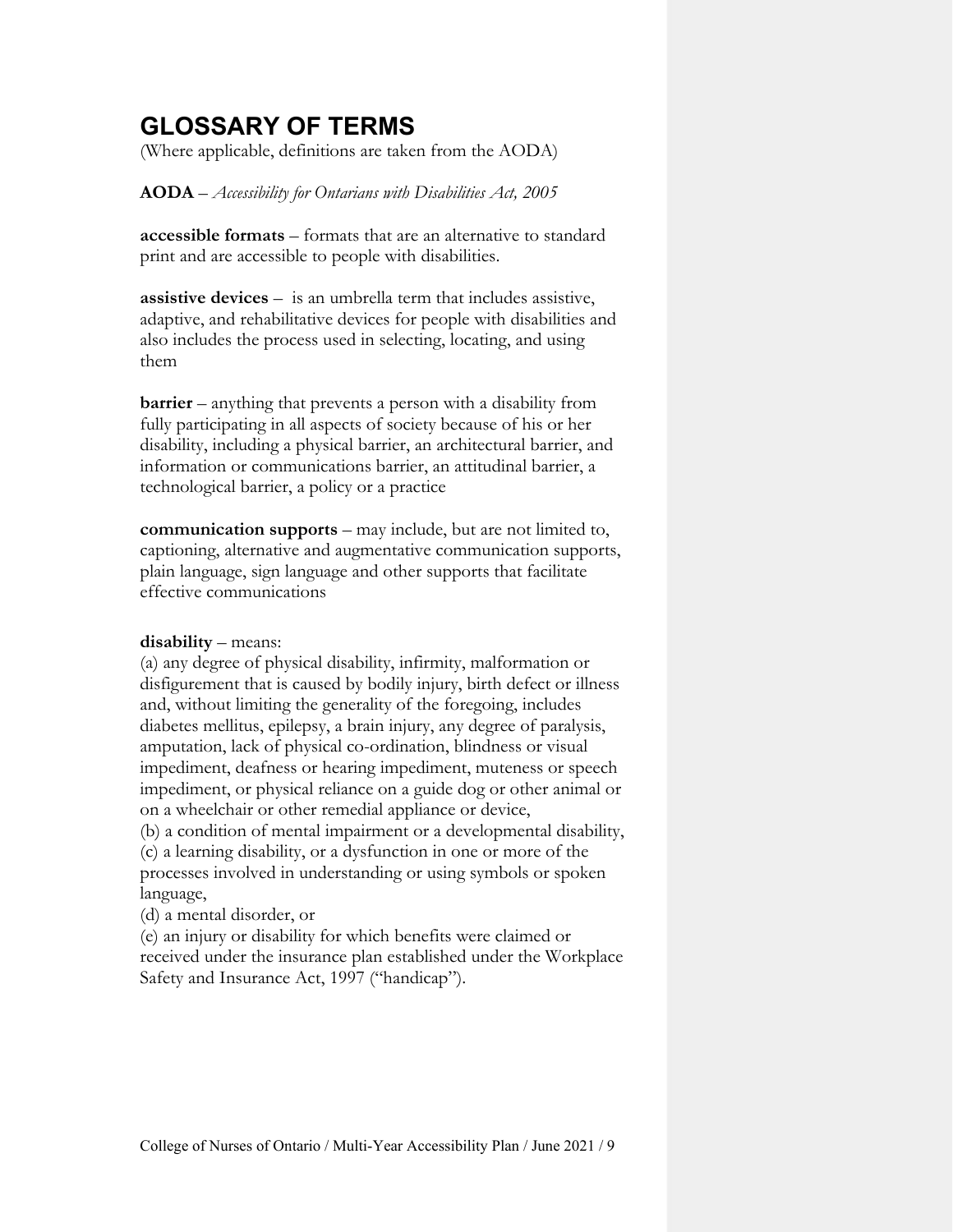# GLOSSARY OF TERMS

(Where applicable, definitions are taken from the AODA)

**AODA** – *Accessibility for Ontarians with Disabilities Act, 2005*

**accessible formats** – formats that are an alternative to standard print and are accessible to people with disabilities.

**assistive devices** – is an umbrella term that includes assistive, adaptive, and rehabilitative devices for people with disabilities and also includes the process used in selecting, locating, and using them

**barrier** – anything that prevents a person with a disability from fully participating in all aspects of society because of his or her disability, including a physical barrier, an architectural barrier, and information or communications barrier, an attitudinal barrier, a technological barrier, a policy or a practice

**communication supports** – may include, but are not limited to, captioning, alternative and augmentative communication supports, plain language, sign language and other supports that facilitate effective communications

**disability** – means:
(a) any degree of physical disability, infirmity, malformation or disfigurement that is caused by bodily injury, birth defect or illness and, without limiting the generality of the foregoing, includes diabetes mellitus, epilepsy, a brain injury, any degree of paralysis, amputation, lack of physical co-ordination, blindness or visual impediment, deafness or hearing impediment, muteness or speech impediment, or physical reliance on a guide dog or other animal or on a wheelchair or other remedial appliance or device,
(b) a condition of mental impairment or a developmental disability,
(c) a learning disability, or a dysfunction in one or more of the processes involved in understanding or using symbols or spoken language,
(d) a mental disorder, or
(e) an injury or disability for which benefits were claimed or received under the insurance plan established under the Workplace Safety and Insurance Act, 1997 ("handicap").